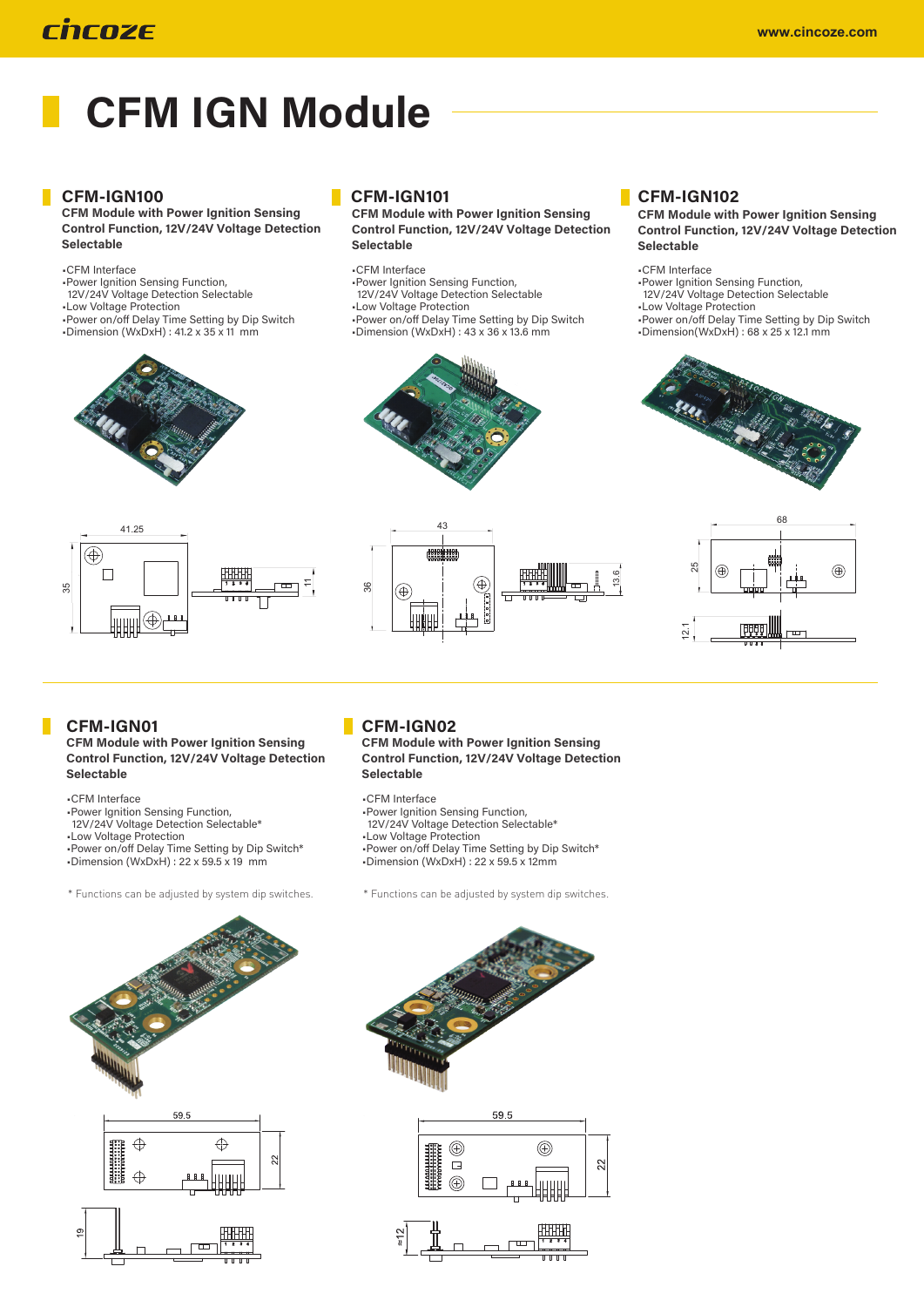# CFM IGN Module

## CFM-IGN100

**CFM Module with Power Ignition Sensing Control Function, 12V/24V Voltage Detection Selectable**

- CFM Interface
- Power Ignition Sensing Function, 12V/24V Voltage Detection Selectable
- Low Voltage Protection
- Power on/off Delay Time Setting by Dip Switch
- Dimension (WxDxH) : 41.2 x 35 x 11 mm

## CFM-IGN101

**CFM Module with Power Ignition Sensing Control Function, 12V/24V Voltage Detection Selectable**

- CFM Interface
- Power Ignition Sensing Function, 12V/24V Voltage Detection Selectable
- Low Voltage Protection
- Power on/off Delay Time Setting by Dip Switch
- Dimension (WxDxH) : 43 x 36 x 13.6 mm

## CFM-IGN102

**CFM Module with Power Ignition Sensing Control Function, 12V/24V Voltage Detection Selectable**

- CFM Interface
- Power Ignition Sensing Function, 12V/24V Voltage Detection Selectable
- Low Voltage Protection
- Power on/off Delay Time Setting by Dip Switch
- Dimension(WxDxH) : 68 x 25 x 12.1 mm

## CFM-IGN01

**CFM Module with Power Ignition Sensing Control Function, 12V/24V Voltage Detection Selectable**

- CFM Interface
- Power Ignition Sensing Function, 12V/24V Voltage Detection Selectable*
- Low Voltage Protection
- Power on/off Delay Time Setting by Dip Switch*
- Dimension (WxDxH) : 22 x 59.5 x 19 mm

\* Functions can be adjusted by system dip switches.

## CFM-IGN02

**CFM Module with Power Ignition Sensing Control Function, 12V/24V Voltage Detection Selectable**

- CFM Interface
- Power Ignition Sensing Function, 12V/24V Voltage Detection Selectable*
- Low Voltage Protection
- Power on/off Delay Time Setting by Dip Switch*
- Dimension (WxDxH) : 22 x 59.5 x 12mm

\* Functions can be adjusted by system dip switches.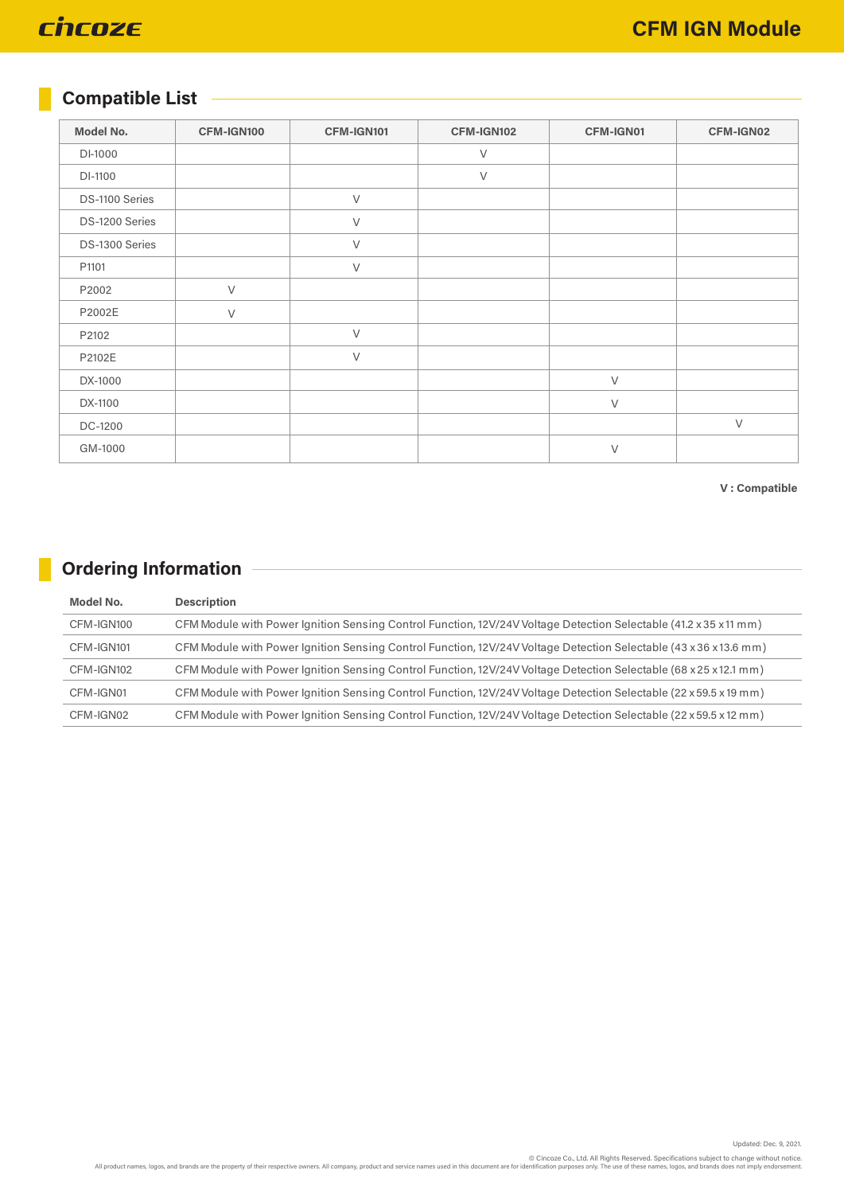## Compatible List

| Model No. | CFM-IGN100 | CFM-IGN101 | CFM-IGN102 | CFM-IGN01 | CFM-IGN02 |
|---|---|---|---|---|---|
| DI-1000 | | | V | | |
| DI-1100 | | | V | | |
| DS-1100 Series | | V | | | |
| DS-1200 Series | | V | | | |
| DS-1300 Series | | V | | | |
| P1101 | | V | | | |
| P2002 | V | | | | |
| P2002E | V | | | | |
| P2102 | | V | | | |
| P2102E | | V | | | |
| DX-1000 | | | | V | |
| DX-1100 | | | | V | |
| DC-1200 | | | | | V |
| GM-1000 | | | | V | |

**V : Compatible**

## Ordering Information

| Model No. | Description |
|---|---|
| CFM-IGN100 | CFM Module with Power Ignition Sensing Control Function, 12V/24V Voltage Detection Selectable (41.2 x 35 x 11 mm) |
| CFM-IGN101 | CFM Module with Power Ignition Sensing Control Function, 12V/24V Voltage Detection Selectable (43 x 36 x 13.6 mm) |
| CFM-IGN102 | CFM Module with Power Ignition Sensing Control Function, 12V/24V Voltage Detection Selectable (68 x 25 x 12.1 mm) |
| CFM-IGN01 | CFM Module with Power Ignition Sensing Control Function, 12V/24V Voltage Detection Selectable (22 x 59.5 x 19 mm) |
| CFM-IGN02 | CFM Module with Power Ignition Sensing Control Function, 12V/24V Voltage Detection Selectable (22 x 59.5 x 12 mm) |

Updated: Dec. 9, 2021.

© Cincoze Co., Ltd. All Rights Reserved. Specifications subject to change without notice.
All product names, logos, and brands are the property of their respective owners. All company, product and service names used in this document are for identification purposes only. The use of these names, logos, and brands does not imply endorsement.